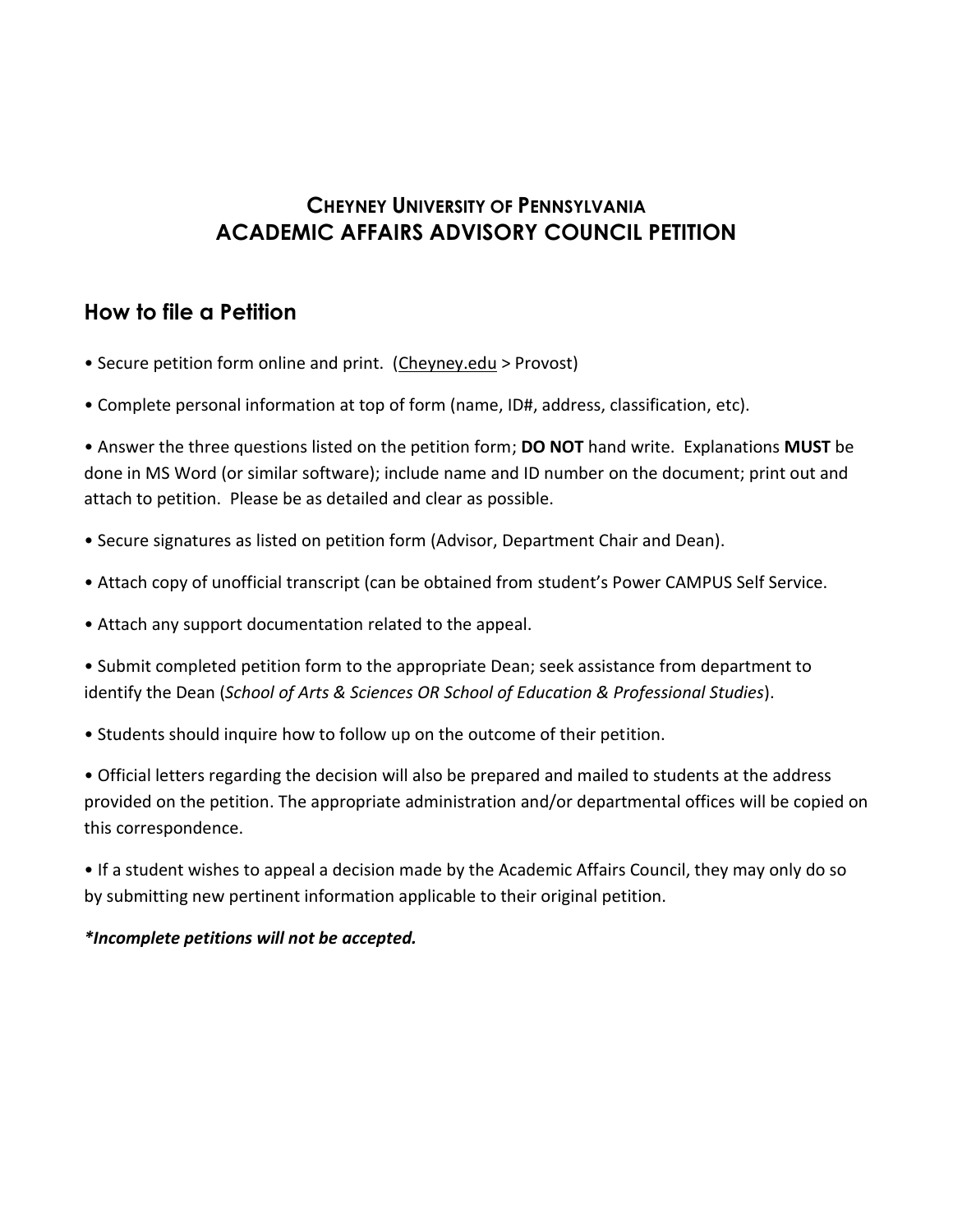## CHEYNEY UNIVERSITY OF PENNSYLVANIA
## ACADEMIC AFFAIRS ADVISORY COUNCIL PETITION

### How to file a Petition

• Secure petition form online and print. (Cheyney.edu > Provost)

• Complete personal information at top of form (name, ID#, address, classification, etc).

• Answer the three questions listed on the petition form; **DO NOT** hand write. Explanations **MUST** be done in MS Word (or similar software); include name and ID number on the document; print out and attach to petition. Please be as detailed and clear as possible.

• Secure signatures as listed on petition form (Advisor, Department Chair and Dean).

• Attach copy of unofficial transcript (can be obtained from student's Power CAMPUS Self Service.

• Attach any support documentation related to the appeal.

• Submit completed petition form to the appropriate Dean; seek assistance from department to identify the Dean (*School of Arts & Sciences OR School of Education & Professional Studies*).

• Students should inquire how to follow up on the outcome of their petition.

• Official letters regarding the decision will also be prepared and mailed to students at the address provided on the petition. The appropriate administration and/or departmental offices will be copied on this correspondence.

• If a student wishes to appeal a decision made by the Academic Affairs Council, they may only do so by submitting new pertinent information applicable to their original petition.

***Incomplete petitions will not be accepted.***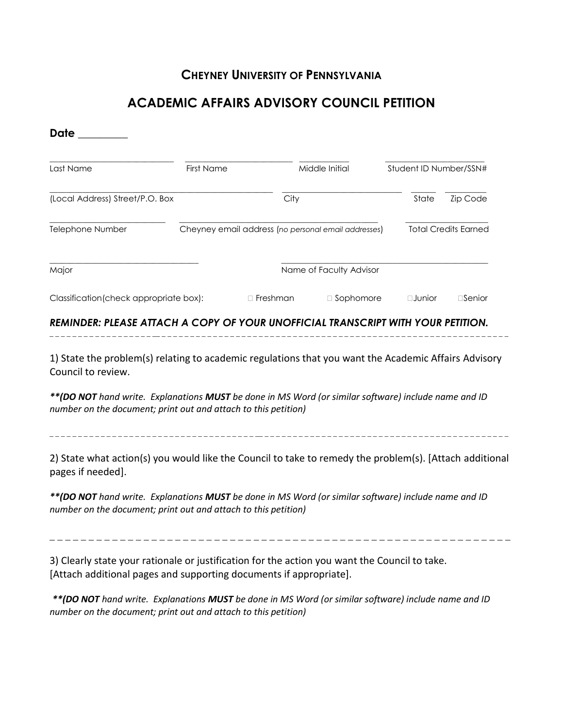## Cheyney University of Pennsylvania

# ACADEMIC AFFAIRS ADVISORY COUNCIL PETITION

**Date** _________

| ___________________________ | ________________________ | ___________ | ______________________ |
|---|---|---|---|
| Last Name | First Name | Middle Initial | Student ID Number/SSN# |

| ______________________________________________ | __________________________ | ______ | _________ |
|---|---|---|---|
| (Local Address) Street/P.O. Box | City | State | Zip Code |

| _________________________ | ___________________________________________ | ___________________ |
|---|---|---|
| Telephone Number | Cheyney email address (*no personal email addresses*) | Total Credits Earned |

| _________________________________ | _____________________________________________ |
|---|---|
| Major | Name of Faculty Advisor |

Classification(check appropriate box): ☐ Freshman ☐ Sophomore ☐ Junior ☐ Senior

***REMINDER: PLEASE ATTACH A COPY OF YOUR UNOFFICIAL TRANSCRIPT WITH YOUR PETITION.***

---

1) State the problem(s) relating to academic regulations that you want the Academic Affairs Advisory Council to review.

***(DO NOT** hand write. Explanations **MUST** be done in MS Word (or similar software) include name and ID number on the document; print out and attach to this petition)*

---

2) State what action(s) you would like the Council to take to remedy the problem(s). [Attach additional pages if needed].

***(DO NOT** hand write. Explanations **MUST** be done in MS Word (or similar software) include name and ID number on the document; print out and attach to this petition)*

---

3) Clearly state your rationale or justification for the action you want the Council to take. [Attach additional pages and supporting documents if appropriate].

***(DO NOT** hand write. Explanations **MUST** be done in MS Word (or similar software) include name and ID number on the document; print out and attach to this petition)*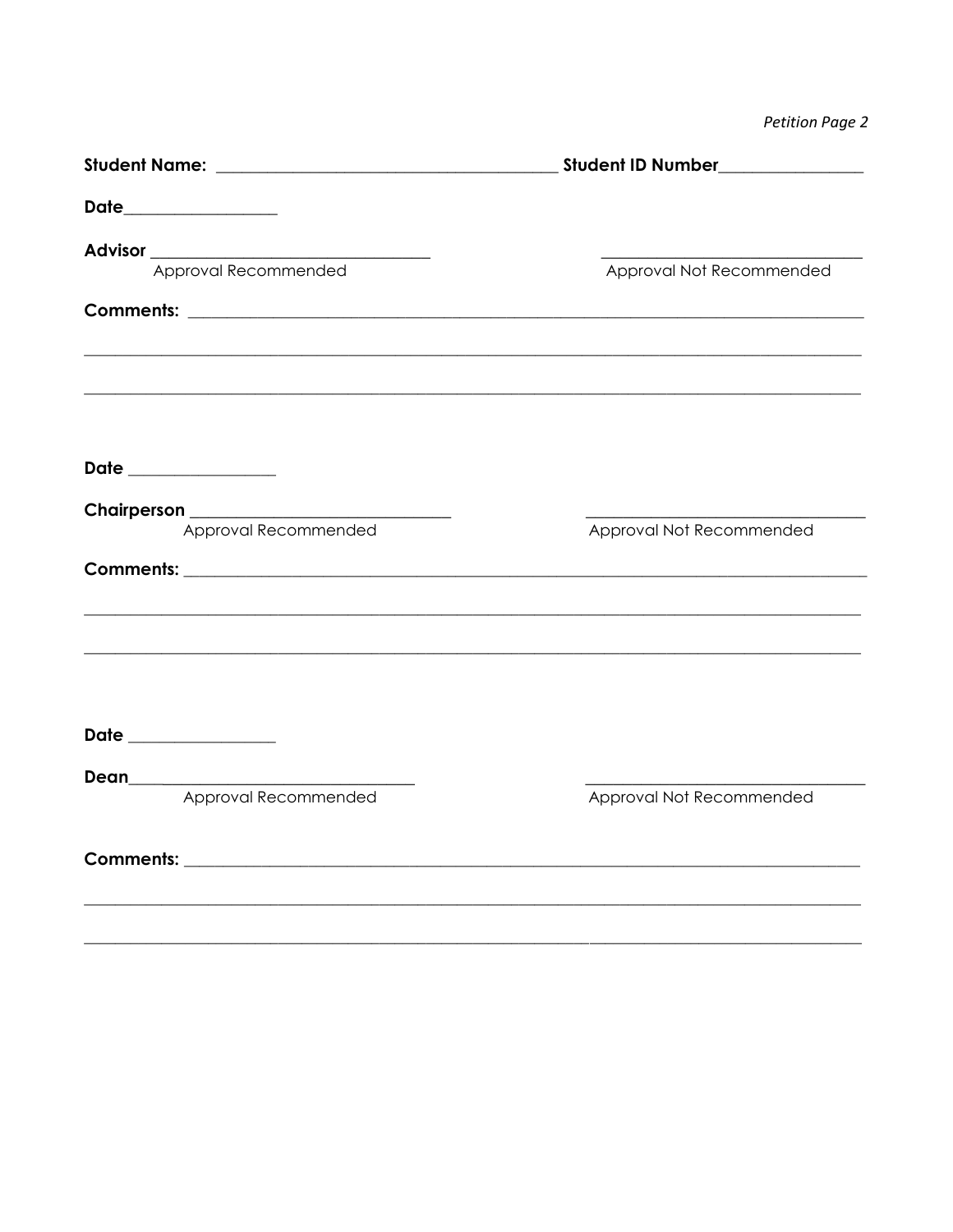*Petition Page 2*

**Student Name:** ________________________________________ **Student ID Number**________________

**Date**__________________

**Advisor** ________________________________ ________________________________

Approval Recommended Approval Not Recommended

**Comments:** ________________________________________________________________________________

____________________________________________________________________________________________

____________________________________________________________________________________________

**Date** _________________

**Chairperson** ______________________________ ________________________________

Approval Recommended Approval Not Recommended

**Comments:** ________________________________________________________________________________

____________________________________________________________________________________________

____________________________________________________________________________________________

**Date** _________________

**Dean**________________________________ ________________________________

Approval Recommended Approval Not Recommended

**Comments:** ________________________________________________________________________________

____________________________________________________________________________________________

____________________________________________________________________________________________